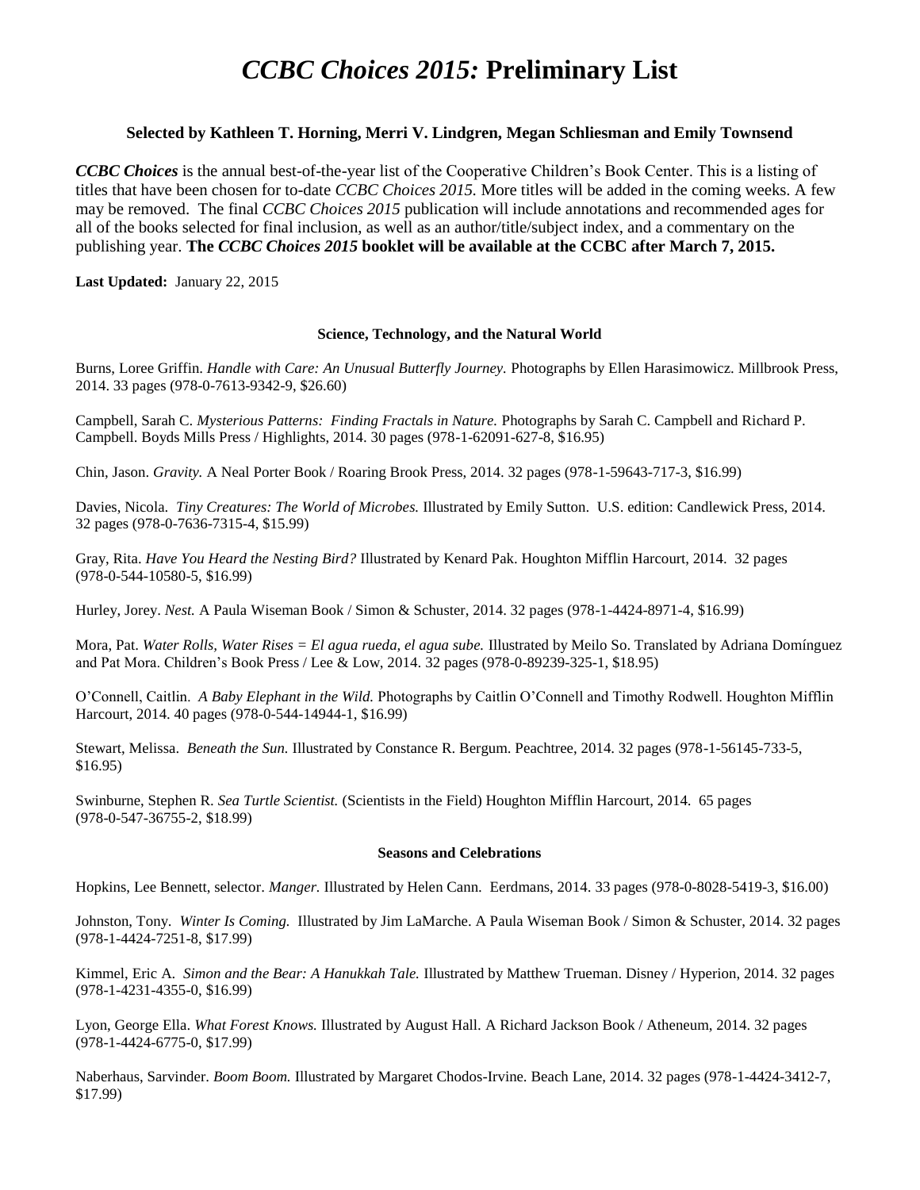# *CCBC Choices 2015:* Preliminary List

**Selected by Kathleen T. Horning, Merri V. Lindgren, Megan Schliesman and Emily Townsend**

***CCBC Choices*** is the annual best-of-the-year list of the Cooperative Children's Book Center. This is a listing of titles that have been chosen for to-date *CCBC Choices 2015.* More titles will be added in the coming weeks. A few may be removed. The final *CCBC Choices 2015* publication will include annotations and recommended ages for all of the books selected for final inclusion, as well as an author/title/subject index, and a commentary on the publishing year. **The *CCBC Choices 2015* booklet will be available at the CCBC after March 7, 2015.**

**Last Updated:** January 22, 2015

### Science, Technology, and the Natural World

Burns, Loree Griffin. *Handle with Care: An Unusual Butterfly Journey.* Photographs by Ellen Harasimowicz. Millbrook Press, 2014. 33 pages (978-0-7613-9342-9, $26.60)

Campbell, Sarah C. *Mysterious Patterns: Finding Fractals in Nature.* Photographs by Sarah C. Campbell and Richard P. Campbell. Boyds Mills Press / Highlights, 2014. 30 pages (978-1-62091-627-8, $16.95)

Chin, Jason. *Gravity.* A Neal Porter Book / Roaring Brook Press, 2014. 32 pages (978-1-59643-717-3, $16.99)

Davies, Nicola. *Tiny Creatures: The World of Microbes.* Illustrated by Emily Sutton. U.S. edition: Candlewick Press, 2014. 32 pages (978-0-7636-7315-4, $15.99)

Gray, Rita. *Have You Heard the Nesting Bird?* Illustrated by Kenard Pak. Houghton Mifflin Harcourt, 2014. 32 pages (978-0-544-10580-5, $16.99)

Hurley, Jorey. *Nest.* A Paula Wiseman Book / Simon & Schuster, 2014. 32 pages (978-1-4424-8971-4, $16.99)

Mora, Pat. *Water Rolls, Water Rises = El agua rueda, el agua sube.* Illustrated by Meilo So. Translated by Adriana Domínguez and Pat Mora. Children's Book Press / Lee & Low, 2014. 32 pages (978-0-89239-325-1, $18.95)

O'Connell, Caitlin. *A Baby Elephant in the Wild.* Photographs by Caitlin O'Connell and Timothy Rodwell. Houghton Mifflin Harcourt, 2014. 40 pages (978-0-544-14944-1, $16.99)

Stewart, Melissa. *Beneath the Sun.* Illustrated by Constance R. Bergum. Peachtree, 2014. 32 pages (978-1-56145-733-5, $16.95)

Swinburne, Stephen R. *Sea Turtle Scientist.* (Scientists in the Field) Houghton Mifflin Harcourt, 2014. 65 pages (978-0-547-36755-2, $18.99)

### Seasons and Celebrations

Hopkins, Lee Bennett, selector. *Manger.* Illustrated by Helen Cann. Eerdmans, 2014. 33 pages (978-0-8028-5419-3, $16.00)

Johnston, Tony. *Winter Is Coming.* Illustrated by Jim LaMarche. A Paula Wiseman Book / Simon & Schuster, 2014. 32 pages (978-1-4424-7251-8, $17.99)

Kimmel, Eric A. *Simon and the Bear: A Hanukkah Tale.* Illustrated by Matthew Trueman. Disney / Hyperion, 2014. 32 pages (978-1-4231-4355-0, $16.99)

Lyon, George Ella. *What Forest Knows.* Illustrated by August Hall. A Richard Jackson Book / Atheneum, 2014. 32 pages (978-1-4424-6775-0, $17.99)

Naberhaus, Sarvinder. *Boom Boom.* Illustrated by Margaret Chodos-Irvine. Beach Lane, 2014. 32 pages (978-1-4424-3412-7, $17.99)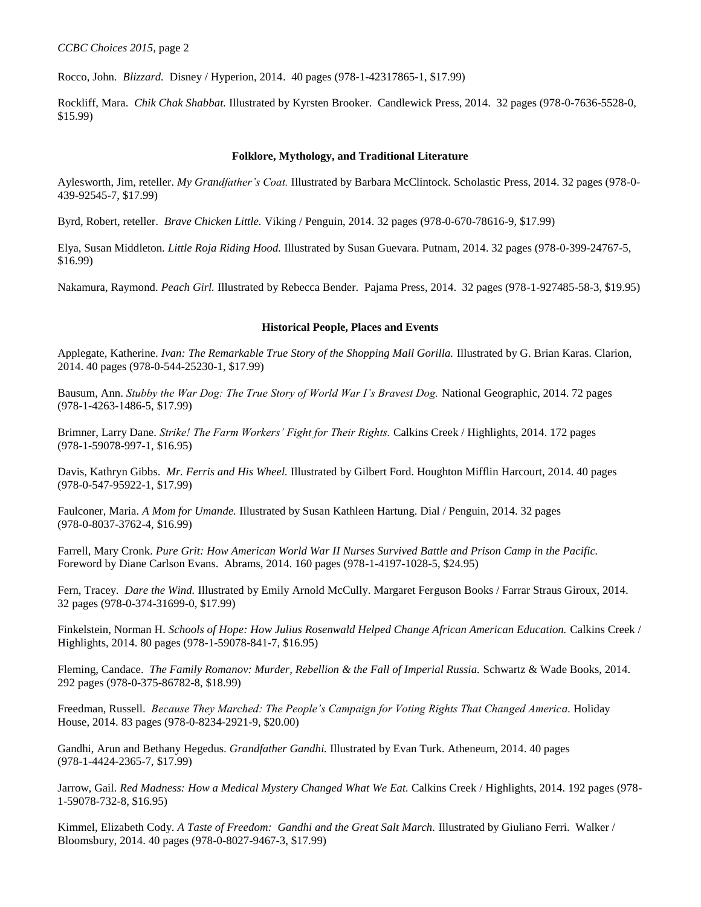Rocco, John. *Blizzard.* Disney / Hyperion, 2014. 40 pages (978-1-42317865-1, $17.99)

Rockliff, Mara. *Chik Chak Shabbat.* Illustrated by Kyrsten Brooker. Candlewick Press, 2014. 32 pages (978-0-7636-5528-0, $15.99)

**Folklore, Mythology, and Traditional Literature**

Aylesworth, Jim, reteller. *My Grandfather's Coat.* Illustrated by Barbara McClintock. Scholastic Press, 2014. 32 pages (978-0-439-92545-7, $17.99)

Byrd, Robert, reteller. *Brave Chicken Little.* Viking / Penguin, 2014. 32 pages (978-0-670-78616-9, $17.99)

Elya, Susan Middleton. *Little Roja Riding Hood.* Illustrated by Susan Guevara. Putnam, 2014. 32 pages (978-0-399-24767-5, $16.99)

Nakamura, Raymond. *Peach Girl.* Illustrated by Rebecca Bender. Pajama Press, 2014. 32 pages (978-1-927485-58-3, $19.95)

**Historical People, Places and Events**

Applegate, Katherine. *Ivan: The Remarkable True Story of the Shopping Mall Gorilla.* Illustrated by G. Brian Karas. Clarion, 2014. 40 pages (978-0-544-25230-1, $17.99)

Bausum, Ann. *Stubby the War Dog: The True Story of World War I's Bravest Dog.* National Geographic, 2014. 72 pages (978-1-4263-1486-5, $17.99)

Brimner, Larry Dane. *Strike! The Farm Workers' Fight for Their Rights.* Calkins Creek / Highlights, 2014. 172 pages (978-1-59078-997-1, $16.95)

Davis, Kathryn Gibbs. *Mr. Ferris and His Wheel.* Illustrated by Gilbert Ford. Houghton Mifflin Harcourt, 2014. 40 pages (978-0-547-95922-1, $17.99)

Faulconer, Maria. *A Mom for Umande.* Illustrated by Susan Kathleen Hartung. Dial / Penguin, 2014. 32 pages (978-0-8037-3762-4, $16.99)

Farrell, Mary Cronk. *Pure Grit: How American World War II Nurses Survived Battle and Prison Camp in the Pacific.* Foreword by Diane Carlson Evans. Abrams, 2014. 160 pages (978-1-4197-1028-5, $24.95)

Fern, Tracey. *Dare the Wind.* Illustrated by Emily Arnold McCully. Margaret Ferguson Books / Farrar Straus Giroux, 2014. 32 pages (978-0-374-31699-0, $17.99)

Finkelstein, Norman H. *Schools of Hope: How Julius Rosenwald Helped Change African American Education.* Calkins Creek / Highlights, 2014. 80 pages (978-1-59078-841-7, $16.95)

Fleming, Candace. *The Family Romanov: Murder, Rebellion & the Fall of Imperial Russia.* Schwartz & Wade Books, 2014. 292 pages (978-0-375-86782-8, $18.99)

Freedman, Russell. *Because They Marched: The People's Campaign for Voting Rights That Changed America.* Holiday House, 2014. 83 pages (978-0-8234-2921-9, $20.00)

Gandhi, Arun and Bethany Hegedus. *Grandfather Gandhi.* Illustrated by Evan Turk. Atheneum, 2014. 40 pages (978-1-4424-2365-7, $17.99)

Jarrow, Gail. *Red Madness: How a Medical Mystery Changed What We Eat.* Calkins Creek / Highlights, 2014. 192 pages (978-1-59078-732-8, $16.95)

Kimmel, Elizabeth Cody. *A Taste of Freedom: Gandhi and the Great Salt March.* Illustrated by Giuliano Ferri. Walker / Bloomsbury, 2014. 40 pages (978-0-8027-9467-3, $17.99)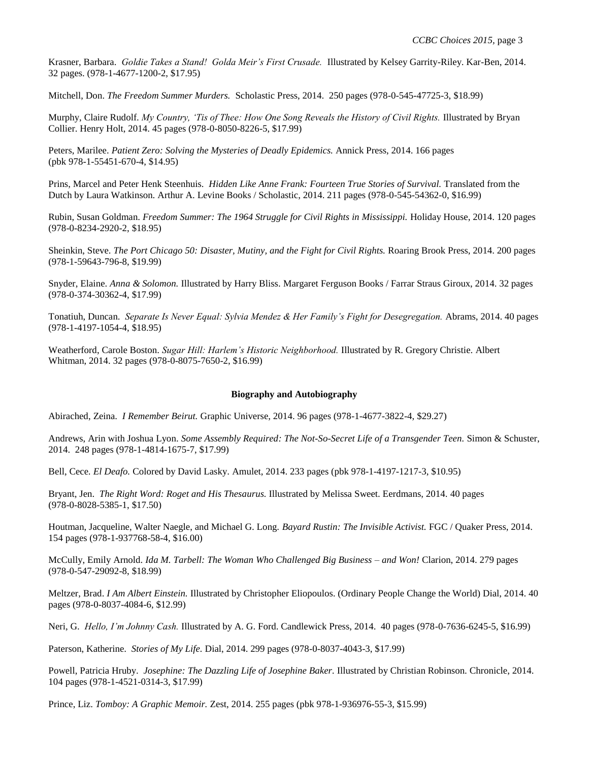Krasner, Barbara. *Goldie Takes a Stand! Golda Meir's First Crusade.* Illustrated by Kelsey Garrity-Riley. Kar-Ben, 2014. 32 pages. (978-1-4677-1200-2, $17.95)

Mitchell, Don. *The Freedom Summer Murders.* Scholastic Press, 2014. 250 pages (978-0-545-47725-3, $18.99)

Murphy, Claire Rudolf. *My Country, 'Tis of Thee: How One Song Reveals the History of Civil Rights.* Illustrated by Bryan Collier. Henry Holt, 2014. 45 pages (978-0-8050-8226-5, $17.99)

Peters, Marilee. *Patient Zero: Solving the Mysteries of Deadly Epidemics.* Annick Press, 2014. 166 pages (pbk 978-1-55451-670-4, $14.95)

Prins, Marcel and Peter Henk Steenhuis. *Hidden Like Anne Frank: Fourteen True Stories of Survival.* Translated from the Dutch by Laura Watkinson. Arthur A. Levine Books / Scholastic, 2014. 211 pages (978-0-545-54362-0, $16.99)

Rubin, Susan Goldman. *Freedom Summer: The 1964 Struggle for Civil Rights in Mississippi.* Holiday House, 2014. 120 pages (978-0-8234-2920-2, $18.95)

Sheinkin, Steve. *The Port Chicago 50: Disaster, Mutiny, and the Fight for Civil Rights.* Roaring Brook Press, 2014. 200 pages (978-1-59643-796-8, $19.99)

Snyder, Elaine. *Anna & Solomon.* Illustrated by Harry Bliss. Margaret Ferguson Books / Farrar Straus Giroux, 2014. 32 pages (978-0-374-30362-4, $17.99)

Tonatiuh, Duncan. *Separate Is Never Equal: Sylvia Mendez & Her Family's Fight for Desegregation.* Abrams, 2014. 40 pages (978-1-4197-1054-4, $18.95)

Weatherford, Carole Boston. *Sugar Hill: Harlem's Historic Neighborhood.* Illustrated by R. Gregory Christie. Albert Whitman, 2014. 32 pages (978-0-8075-7650-2, $16.99)

## Biography and Autobiography

Abirached, Zeina. *I Remember Beirut.* Graphic Universe, 2014. 96 pages (978-1-4677-3822-4, $29.27)

Andrews, Arin with Joshua Lyon. *Some Assembly Required: The Not-So-Secret Life of a Transgender Teen.* Simon & Schuster, 2014. 248 pages (978-1-4814-1675-7, $17.99)

Bell, Cece. *El Deafo.* Colored by David Lasky. Amulet, 2014. 233 pages (pbk 978-1-4197-1217-3, $10.95)

Bryant, Jen. *The Right Word: Roget and His Thesaurus.* Illustrated by Melissa Sweet. Eerdmans, 2014. 40 pages (978-0-8028-5385-1, $17.50)

Houtman, Jacqueline, Walter Naegle, and Michael G. Long. *Bayard Rustin: The Invisible Activist.* FGC / Quaker Press, 2014. 154 pages (978-1-937768-58-4, $16.00)

McCully, Emily Arnold. *Ida M. Tarbell: The Woman Who Challenged Big Business – and Won!* Clarion, 2014. 279 pages (978-0-547-29092-8, $18.99)

Meltzer, Brad. *I Am Albert Einstein.* Illustrated by Christopher Eliopoulos. (Ordinary People Change the World) Dial, 2014. 40 pages (978-0-8037-4084-6, $12.99)

Neri, G. *Hello, I'm Johnny Cash.* Illustrated by A. G. Ford. Candlewick Press, 2014. 40 pages (978-0-7636-6245-5, $16.99)

Paterson, Katherine. *Stories of My Life.* Dial, 2014. 299 pages (978-0-8037-4043-3, $17.99)

Powell, Patricia Hruby. *Josephine: The Dazzling Life of Josephine Baker.* Illustrated by Christian Robinson. Chronicle, 2014. 104 pages (978-1-4521-0314-3, $17.99)

Prince, Liz. *Tomboy: A Graphic Memoir.* Zest, 2014. 255 pages (pbk 978-1-936976-55-3, $15.99)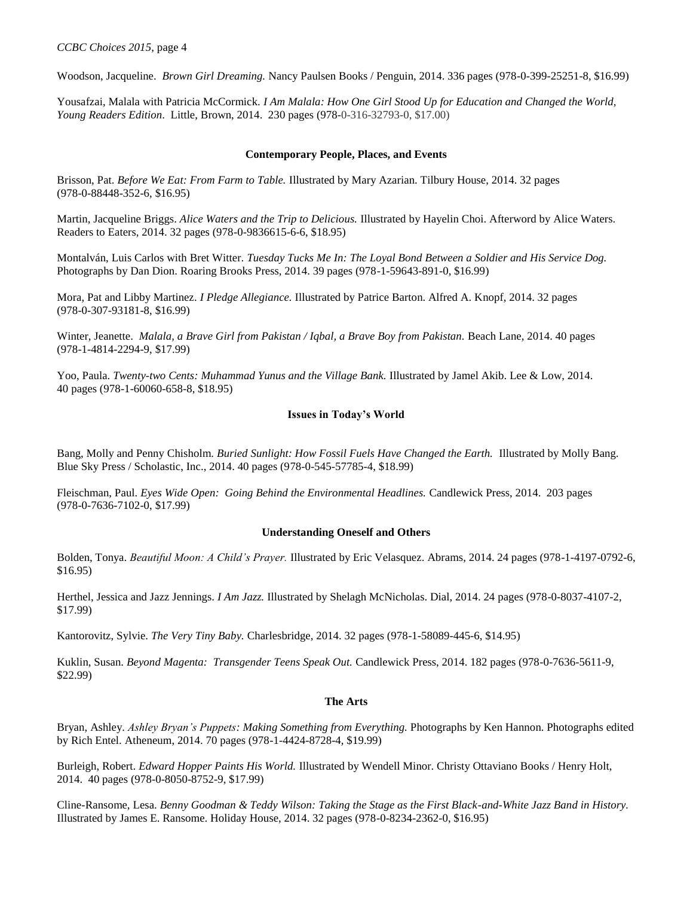Woodson, Jacqueline. *Brown Girl Dreaming.* Nancy Paulsen Books / Penguin, 2014. 336 pages (978-0-399-25251-8, $16.99)

Yousafzai, Malala with Patricia McCormick. *I Am Malala: How One Girl Stood Up for Education and Changed the World, Young Readers Edition*. Little, Brown, 2014. 230 pages (978-0-316-32793-0, $17.00)

### Contemporary People, Places, and Events

Brisson, Pat. *Before We Eat: From Farm to Table.* Illustrated by Mary Azarian. Tilbury House, 2014. 32 pages (978-0-88448-352-6, $16.95)

Martin, Jacqueline Briggs. *Alice Waters and the Trip to Delicious.* Illustrated by Hayelin Choi. Afterword by Alice Waters. Readers to Eaters, 2014. 32 pages (978-0-9836615-6-6, $18.95)

Montalván, Luis Carlos with Bret Witter. *Tuesday Tucks Me In: The Loyal Bond Between a Soldier and His Service Dog.* Photographs by Dan Dion. Roaring Brooks Press, 2014. 39 pages (978-1-59643-891-0, $16.99)

Mora, Pat and Libby Martinez. *I Pledge Allegiance.* Illustrated by Patrice Barton. Alfred A. Knopf, 2014. 32 pages (978-0-307-93181-8, $16.99)

Winter, Jeanette. *Malala, a Brave Girl from Pakistan / Iqbal, a Brave Boy from Pakistan.* Beach Lane, 2014. 40 pages (978-1-4814-2294-9, $17.99)

Yoo, Paula. *Twenty-two Cents: Muhammad Yunus and the Village Bank.* Illustrated by Jamel Akib. Lee & Low, 2014. 40 pages (978-1-60060-658-8, $18.95)

### Issues in Today's World

Bang, Molly and Penny Chisholm. *Buried Sunlight: How Fossil Fuels Have Changed the Earth.* Illustrated by Molly Bang. Blue Sky Press / Scholastic, Inc., 2014. 40 pages (978-0-545-57785-4, $18.99)

Fleischman, Paul. *Eyes Wide Open: Going Behind the Environmental Headlines.* Candlewick Press, 2014. 203 pages (978-0-7636-7102-0, $17.99)

### Understanding Oneself and Others

Bolden, Tonya. *Beautiful Moon: A Child's Prayer.* Illustrated by Eric Velasquez. Abrams, 2014. 24 pages (978-1-4197-0792-6, $16.95)

Herthel, Jessica and Jazz Jennings. *I Am Jazz.* Illustrated by Shelagh McNicholas. Dial, 2014. 24 pages (978-0-8037-4107-2, $17.99)

Kantorovitz, Sylvie. *The Very Tiny Baby.* Charlesbridge, 2014. 32 pages (978-1-58089-445-6, $14.95)

Kuklin, Susan. *Beyond Magenta: Transgender Teens Speak Out.* Candlewick Press, 2014. 182 pages (978-0-7636-5611-9, $22.99)

### The Arts

Bryan, Ashley. *Ashley Bryan's Puppets: Making Something from Everything.* Photographs by Ken Hannon. Photographs edited by Rich Entel. Atheneum, 2014. 70 pages (978-1-4424-8728-4, $19.99)

Burleigh, Robert. *Edward Hopper Paints His World.* Illustrated by Wendell Minor. Christy Ottaviano Books / Henry Holt, 2014. 40 pages (978-0-8050-8752-9, $17.99)

Cline-Ransome, Lesa. *Benny Goodman & Teddy Wilson: Taking the Stage as the First Black-and-White Jazz Band in History.* Illustrated by James E. Ransome. Holiday House, 2014. 32 pages (978-0-8234-2362-0, $16.95)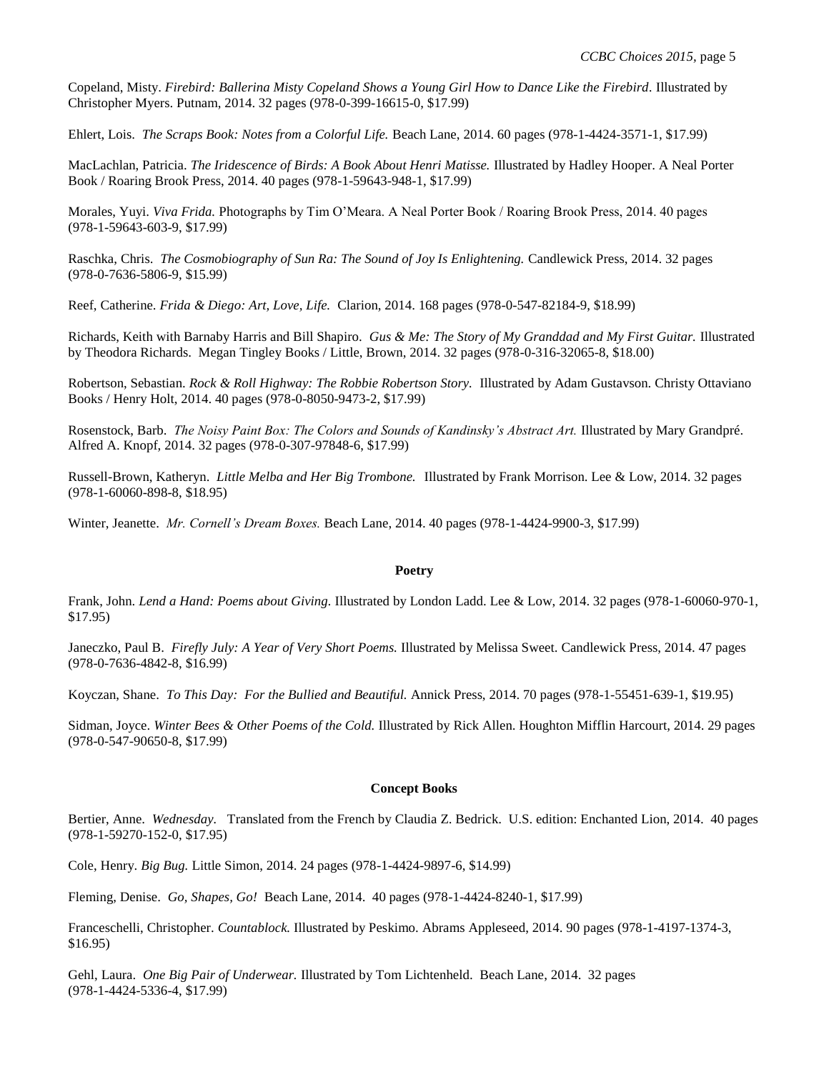Copeland, Misty. *Firebird: Ballerina Misty Copeland Shows a Young Girl How to Dance Like the Firebird*. Illustrated by Christopher Myers. Putnam, 2014. 32 pages (978-0-399-16615-0, $17.99)

Ehlert, Lois. *The Scraps Book: Notes from a Colorful Life.* Beach Lane, 2014. 60 pages (978-1-4424-3571-1, $17.99)

MacLachlan, Patricia. *The Iridescence of Birds: A Book About Henri Matisse.* Illustrated by Hadley Hooper. A Neal Porter Book / Roaring Brook Press, 2014. 40 pages (978-1-59643-948-1, $17.99)

Morales, Yuyi. *Viva Frida.* Photographs by Tim O'Meara. A Neal Porter Book / Roaring Brook Press, 2014. 40 pages (978-1-59643-603-9, $17.99)

Raschka, Chris. *The Cosmobiography of Sun Ra: The Sound of Joy Is Enlightening.* Candlewick Press, 2014. 32 pages (978-0-7636-5806-9, $15.99)

Reef, Catherine. *Frida & Diego: Art, Love, Life.* Clarion, 2014. 168 pages (978-0-547-82184-9, $18.99)

Richards, Keith with Barnaby Harris and Bill Shapiro. *Gus & Me: The Story of My Granddad and My First Guitar.* Illustrated by Theodora Richards. Megan Tingley Books / Little, Brown, 2014. 32 pages (978-0-316-32065-8, $18.00)

Robertson, Sebastian. *Rock & Roll Highway: The Robbie Robertson Story.* Illustrated by Adam Gustavson. Christy Ottaviano Books / Henry Holt, 2014. 40 pages (978-0-8050-9473-2, $17.99)

Rosenstock, Barb. *The Noisy Paint Box: The Colors and Sounds of Kandinsky's Abstract Art.* Illustrated by Mary Grandpré. Alfred A. Knopf, 2014. 32 pages (978-0-307-97848-6, $17.99)

Russell-Brown, Katheryn. *Little Melba and Her Big Trombone.* Illustrated by Frank Morrison. Lee & Low, 2014. 32 pages (978-1-60060-898-8, $18.95)

Winter, Jeanette. *Mr. Cornell's Dream Boxes.* Beach Lane, 2014. 40 pages (978-1-4424-9900-3, $17.99)

## Poetry

Frank, John. *Lend a Hand: Poems about Giving.* Illustrated by London Ladd. Lee & Low, 2014. 32 pages (978-1-60060-970-1, $17.95)

Janeczko, Paul B. *Firefly July: A Year of Very Short Poems.* Illustrated by Melissa Sweet. Candlewick Press, 2014. 47 pages (978-0-7636-4842-8, $16.99)

Koyczan, Shane. *To This Day: For the Bullied and Beautiful.* Annick Press, 2014. 70 pages (978-1-55451-639-1, $19.95)

Sidman, Joyce. *Winter Bees & Other Poems of the Cold.* Illustrated by Rick Allen. Houghton Mifflin Harcourt, 2014. 29 pages (978-0-547-90650-8, $17.99)

## Concept Books

Bertier, Anne. *Wednesday.* Translated from the French by Claudia Z. Bedrick. U.S. edition: Enchanted Lion, 2014. 40 pages (978-1-59270-152-0, $17.95)

Cole, Henry. *Big Bug.* Little Simon, 2014. 24 pages (978-1-4424-9897-6, $14.99)

Fleming, Denise. *Go, Shapes, Go!* Beach Lane, 2014. 40 pages (978-1-4424-8240-1, $17.99)

Franceschelli, Christopher. *Countablock.* Illustrated by Peskimo. Abrams Appleseed, 2014. 90 pages (978-1-4197-1374-3, $16.95)

Gehl, Laura. *One Big Pair of Underwear.* Illustrated by Tom Lichtenheld. Beach Lane, 2014. 32 pages (978-1-4424-5336-4, $17.99)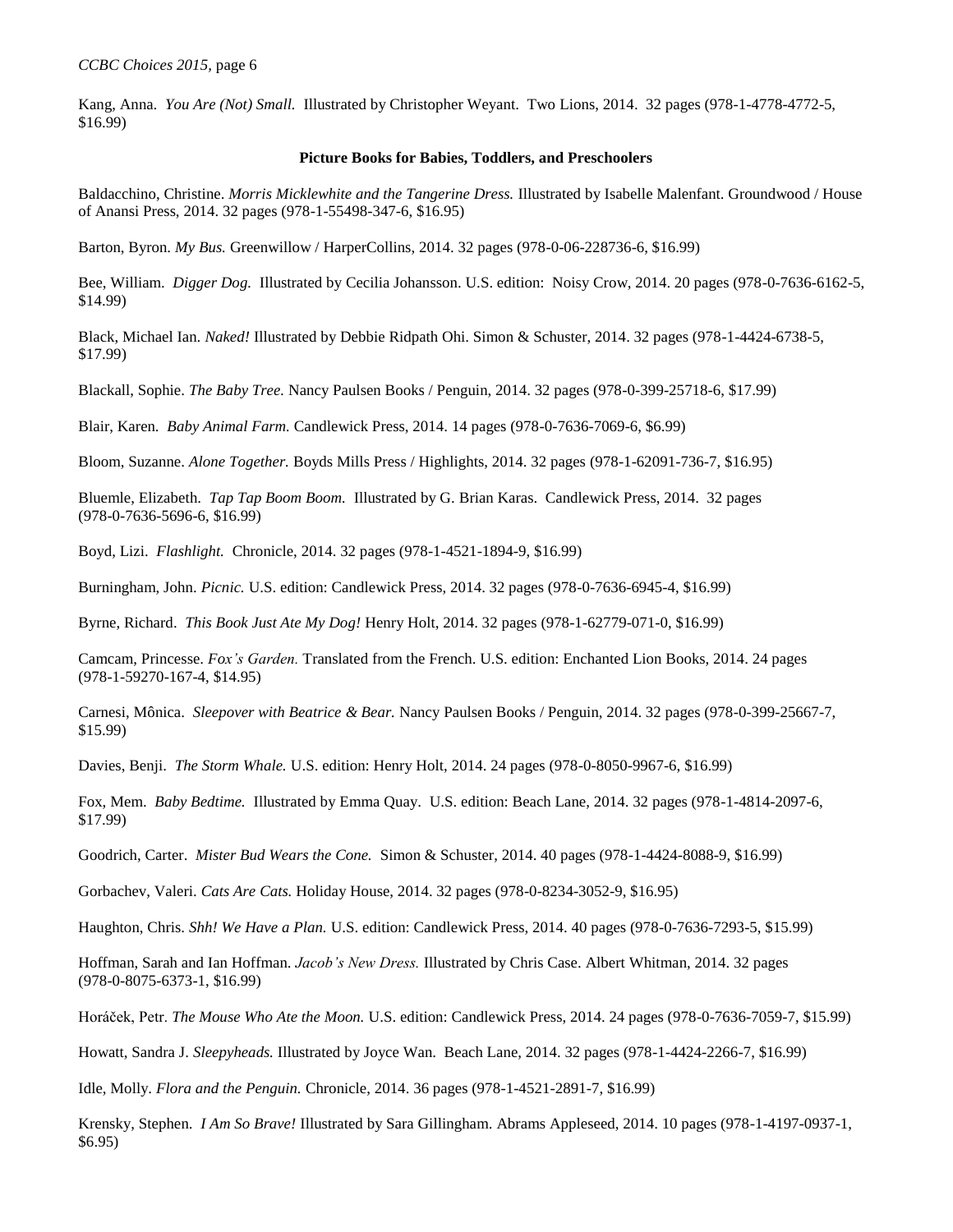Kang, Anna. *You Are (Not) Small.* Illustrated by Christopher Weyant. Two Lions, 2014. 32 pages (978-1-4778-4772-5, $16.99)

### Picture Books for Babies, Toddlers, and Preschoolers

Baldacchino, Christine. *Morris Micklewhite and the Tangerine Dress.* Illustrated by Isabelle Malenfant. Groundwood / House of Anansi Press, 2014. 32 pages (978-1-55498-347-6, $16.95)

Barton, Byron. *My Bus.* Greenwillow / HarperCollins, 2014. 32 pages (978-0-06-228736-6, $16.99)

Bee, William. *Digger Dog.* Illustrated by Cecilia Johansson. U.S. edition: Noisy Crow, 2014. 20 pages (978-0-7636-6162-5, $14.99)

Black, Michael Ian. *Naked!* Illustrated by Debbie Ridpath Ohi. Simon & Schuster, 2014. 32 pages (978-1-4424-6738-5, $17.99)

Blackall, Sophie. *The Baby Tree.* Nancy Paulsen Books / Penguin, 2014. 32 pages (978-0-399-25718-6, $17.99)

Blair, Karen. *Baby Animal Farm.* Candlewick Press, 2014. 14 pages (978-0-7636-7069-6, $6.99)

Bloom, Suzanne. *Alone Together.* Boyds Mills Press / Highlights, 2014. 32 pages (978-1-62091-736-7, $16.95)

Bluemle, Elizabeth. *Tap Tap Boom Boom.* Illustrated by G. Brian Karas. Candlewick Press, 2014. 32 pages (978-0-7636-5696-6, $16.99)

Boyd, Lizi. *Flashlight.* Chronicle, 2014. 32 pages (978-1-4521-1894-9, $16.99)

Burningham, John. *Picnic.* U.S. edition: Candlewick Press, 2014. 32 pages (978-0-7636-6945-4, $16.99)

Byrne, Richard. *This Book Just Ate My Dog!* Henry Holt, 2014. 32 pages (978-1-62779-071-0, $16.99)

Camcam, Princesse. *Fox's Garden.* Translated from the French. U.S. edition: Enchanted Lion Books, 2014. 24 pages (978-1-59270-167-4, $14.95)

Carnesi, Mônica. *Sleepover with Beatrice & Bear.* Nancy Paulsen Books / Penguin, 2014. 32 pages (978-0-399-25667-7, $15.99)

Davies, Benji. *The Storm Whale.* U.S. edition: Henry Holt, 2014. 24 pages (978-0-8050-9967-6, $16.99)

Fox, Mem. *Baby Bedtime.* Illustrated by Emma Quay. U.S. edition: Beach Lane, 2014. 32 pages (978-1-4814-2097-6, $17.99)

Goodrich, Carter. *Mister Bud Wears the Cone.* Simon & Schuster, 2014. 40 pages (978-1-4424-8088-9, $16.99)

Gorbachev, Valeri. *Cats Are Cats.* Holiday House, 2014. 32 pages (978-0-8234-3052-9, $16.95)

Haughton, Chris. *Shh! We Have a Plan.* U.S. edition: Candlewick Press, 2014. 40 pages (978-0-7636-7293-5, $15.99)

Hoffman, Sarah and Ian Hoffman. *Jacob's New Dress.* Illustrated by Chris Case. Albert Whitman, 2014. 32 pages (978-0-8075-6373-1, $16.99)

Horáček, Petr. *The Mouse Who Ate the Moon.* U.S. edition: Candlewick Press, 2014. 24 pages (978-0-7636-7059-7, $15.99)

Howatt, Sandra J. *Sleepyheads.* Illustrated by Joyce Wan. Beach Lane, 2014. 32 pages (978-1-4424-2266-7, $16.99)

Idle, Molly. *Flora and the Penguin.* Chronicle, 2014. 36 pages (978-1-4521-2891-7, $16.99)

Krensky, Stephen. *I Am So Brave!* Illustrated by Sara Gillingham. Abrams Appleseed, 2014. 10 pages (978-1-4197-0937-1, $6.95)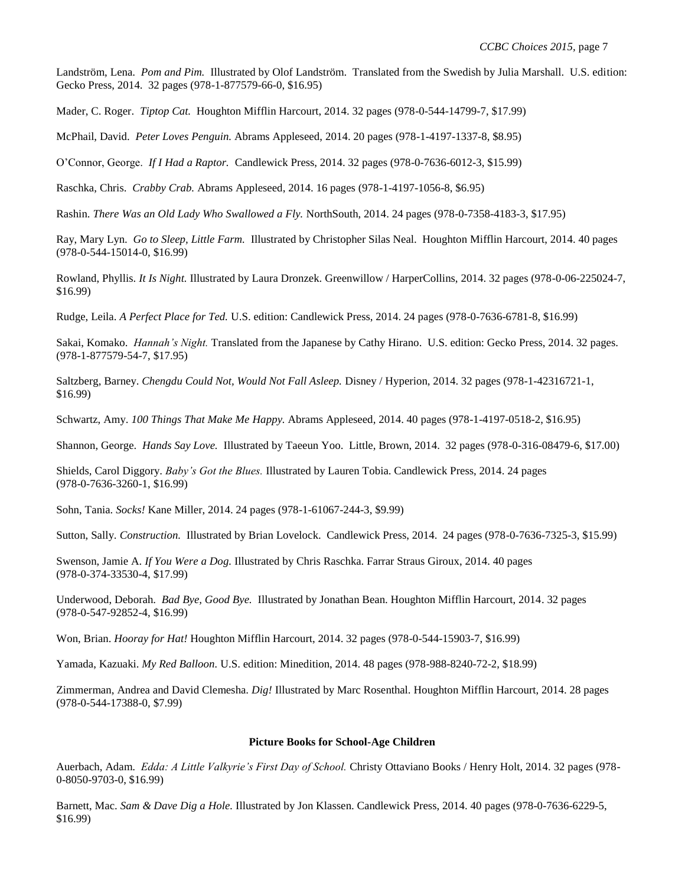Landström, Lena. *Pom and Pim.* Illustrated by Olof Landström. Translated from the Swedish by Julia Marshall. U.S. edition: Gecko Press, 2014. 32 pages (978-1-877579-66-0, $16.95)

Mader, C. Roger. *Tiptop Cat.* Houghton Mifflin Harcourt, 2014. 32 pages (978-0-544-14799-7, $17.99)

McPhail, David. *Peter Loves Penguin.* Abrams Appleseed, 2014. 20 pages (978-1-4197-1337-8, $8.95)

O'Connor, George. *If I Had a Raptor.* Candlewick Press, 2014. 32 pages (978-0-7636-6012-3, $15.99)

Raschka, Chris. *Crabby Crab.* Abrams Appleseed, 2014. 16 pages (978-1-4197-1056-8, $6.95)

Rashin. *There Was an Old Lady Who Swallowed a Fly.* NorthSouth, 2014. 24 pages (978-0-7358-4183-3, $17.95)

Ray, Mary Lyn. *Go to Sleep, Little Farm.* Illustrated by Christopher Silas Neal. Houghton Mifflin Harcourt, 2014. 40 pages (978-0-544-15014-0, $16.99)

Rowland, Phyllis. *It Is Night.* Illustrated by Laura Dronzek. Greenwillow / HarperCollins, 2014. 32 pages (978-0-06-225024-7, $16.99)

Rudge, Leila. *A Perfect Place for Ted.* U.S. edition: Candlewick Press, 2014. 24 pages (978-0-7636-6781-8, $16.99)

Sakai, Komako. *Hannah's Night.* Translated from the Japanese by Cathy Hirano. U.S. edition: Gecko Press, 2014. 32 pages. (978-1-877579-54-7, $17.95)

Saltzberg, Barney. *Chengdu Could Not, Would Not Fall Asleep.* Disney / Hyperion, 2014. 32 pages (978-1-42316721-1, $16.99)

Schwartz, Amy. *100 Things That Make Me Happy.* Abrams Appleseed, 2014. 40 pages (978-1-4197-0518-2, $16.95)

Shannon, George. *Hands Say Love.* Illustrated by Taeeun Yoo. Little, Brown, 2014. 32 pages (978-0-316-08479-6, $17.00)

Shields, Carol Diggory. *Baby's Got the Blues.* Illustrated by Lauren Tobia. Candlewick Press, 2014. 24 pages (978-0-7636-3260-1, $16.99)

Sohn, Tania. *Socks!* Kane Miller, 2014. 24 pages (978-1-61067-244-3, $9.99)

Sutton, Sally. *Construction.* Illustrated by Brian Lovelock. Candlewick Press, 2014. 24 pages (978-0-7636-7325-3, $15.99)

Swenson, Jamie A. *If You Were a Dog.* Illustrated by Chris Raschka. Farrar Straus Giroux, 2014. 40 pages (978-0-374-33530-4, $17.99)

Underwood, Deborah. *Bad Bye, Good Bye.* Illustrated by Jonathan Bean. Houghton Mifflin Harcourt, 2014. 32 pages (978-0-547-92852-4, $16.99)

Won, Brian. *Hooray for Hat!* Houghton Mifflin Harcourt, 2014. 32 pages (978-0-544-15903-7, $16.99)

Yamada, Kazuaki. *My Red Balloon.* U.S. edition: Minedition, 2014. 48 pages (978-988-8240-72-2, $18.99)

Zimmerman, Andrea and David Clemesha. *Dig!* Illustrated by Marc Rosenthal. Houghton Mifflin Harcourt, 2014. 28 pages (978-0-544-17388-0, $7.99)

**Picture Books for School-Age Children**

Auerbach, Adam. *Edda: A Little Valkyrie's First Day of School.* Christy Ottaviano Books / Henry Holt, 2014. 32 pages (978-0-8050-9703-0, $16.99)

Barnett, Mac. *Sam & Dave Dig a Hole.* Illustrated by Jon Klassen. Candlewick Press, 2014. 40 pages (978-0-7636-6229-5, $16.99)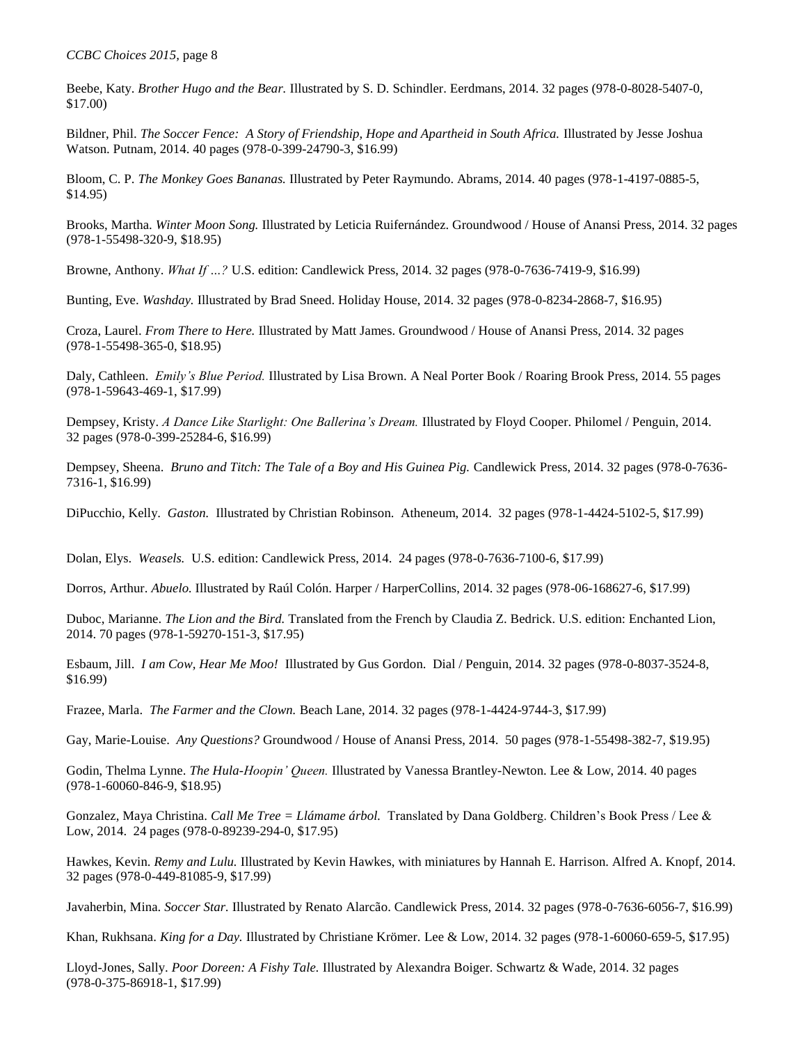Beebe, Katy. *Brother Hugo and the Bear.* Illustrated by S. D. Schindler. Eerdmans, 2014. 32 pages (978-0-8028-5407-0, $17.00)

Bildner, Phil. *The Soccer Fence: A Story of Friendship, Hope and Apartheid in South Africa.* Illustrated by Jesse Joshua Watson. Putnam, 2014. 40 pages (978-0-399-24790-3, $16.99)

Bloom, C. P. *The Monkey Goes Bananas.* Illustrated by Peter Raymundo. Abrams, 2014. 40 pages (978-1-4197-0885-5, $14.95)

Brooks, Martha. *Winter Moon Song.* Illustrated by Leticia Ruifernández. Groundwood / House of Anansi Press, 2014. 32 pages (978-1-55498-320-9, $18.95)

Browne, Anthony. *What If …?* U.S. edition: Candlewick Press, 2014. 32 pages (978-0-7636-7419-9, $16.99)

Bunting, Eve. *Washday.* Illustrated by Brad Sneed. Holiday House, 2014. 32 pages (978-0-8234-2868-7, $16.95)

Croza, Laurel. *From There to Here.* Illustrated by Matt James. Groundwood / House of Anansi Press, 2014. 32 pages (978-1-55498-365-0, $18.95)

Daly, Cathleen. *Emily's Blue Period.* Illustrated by Lisa Brown. A Neal Porter Book / Roaring Brook Press, 2014. 55 pages (978-1-59643-469-1, $17.99)

Dempsey, Kristy. *A Dance Like Starlight: One Ballerina's Dream.* Illustrated by Floyd Cooper. Philomel / Penguin, 2014. 32 pages (978-0-399-25284-6, $16.99)

Dempsey, Sheena. *Bruno and Titch: The Tale of a Boy and His Guinea Pig.* Candlewick Press, 2014. 32 pages (978-0-7636-7316-1, $16.99)

DiPucchio, Kelly. *Gaston.* Illustrated by Christian Robinson. Atheneum, 2014. 32 pages (978-1-4424-5102-5, $17.99)

Dolan, Elys. *Weasels.* U.S. edition: Candlewick Press, 2014. 24 pages (978-0-7636-7100-6, $17.99)

Dorros, Arthur. *Abuelo.* Illustrated by Raúl Colón. Harper / HarperCollins, 2014. 32 pages (978-06-168627-6, $17.99)

Duboc, Marianne. *The Lion and the Bird.* Translated from the French by Claudia Z. Bedrick. U.S. edition: Enchanted Lion, 2014. 70 pages (978-1-59270-151-3, $17.95)

Esbaum, Jill. *I am Cow, Hear Me Moo!* Illustrated by Gus Gordon. Dial / Penguin, 2014. 32 pages (978-0-8037-3524-8, $16.99)

Frazee, Marla. *The Farmer and the Clown.* Beach Lane, 2014. 32 pages (978-1-4424-9744-3, $17.99)

Gay, Marie-Louise. *Any Questions?* Groundwood / House of Anansi Press, 2014. 50 pages (978-1-55498-382-7, $19.95)

Godin, Thelma Lynne. *The Hula-Hoopin' Queen.* Illustrated by Vanessa Brantley-Newton. Lee & Low, 2014. 40 pages (978-1-60060-846-9, $18.95)

Gonzalez, Maya Christina. *Call Me Tree = Llámame árbol.* Translated by Dana Goldberg. Children's Book Press / Lee & Low, 2014. 24 pages (978-0-89239-294-0, $17.95)

Hawkes, Kevin. *Remy and Lulu.* Illustrated by Kevin Hawkes, with miniatures by Hannah E. Harrison. Alfred A. Knopf, 2014. 32 pages (978-0-449-81085-9, $17.99)

Javaherbin, Mina. *Soccer Star.* Illustrated by Renato Alarcão. Candlewick Press, 2014. 32 pages (978-0-7636-6056-7, $16.99)

Khan, Rukhsana. *King for a Day.* Illustrated by Christiane Krömer. Lee & Low, 2014. 32 pages (978-1-60060-659-5, $17.95)

Lloyd-Jones, Sally. *Poor Doreen: A Fishy Tale.* Illustrated by Alexandra Boiger. Schwartz & Wade, 2014. 32 pages (978-0-375-86918-1, $17.99)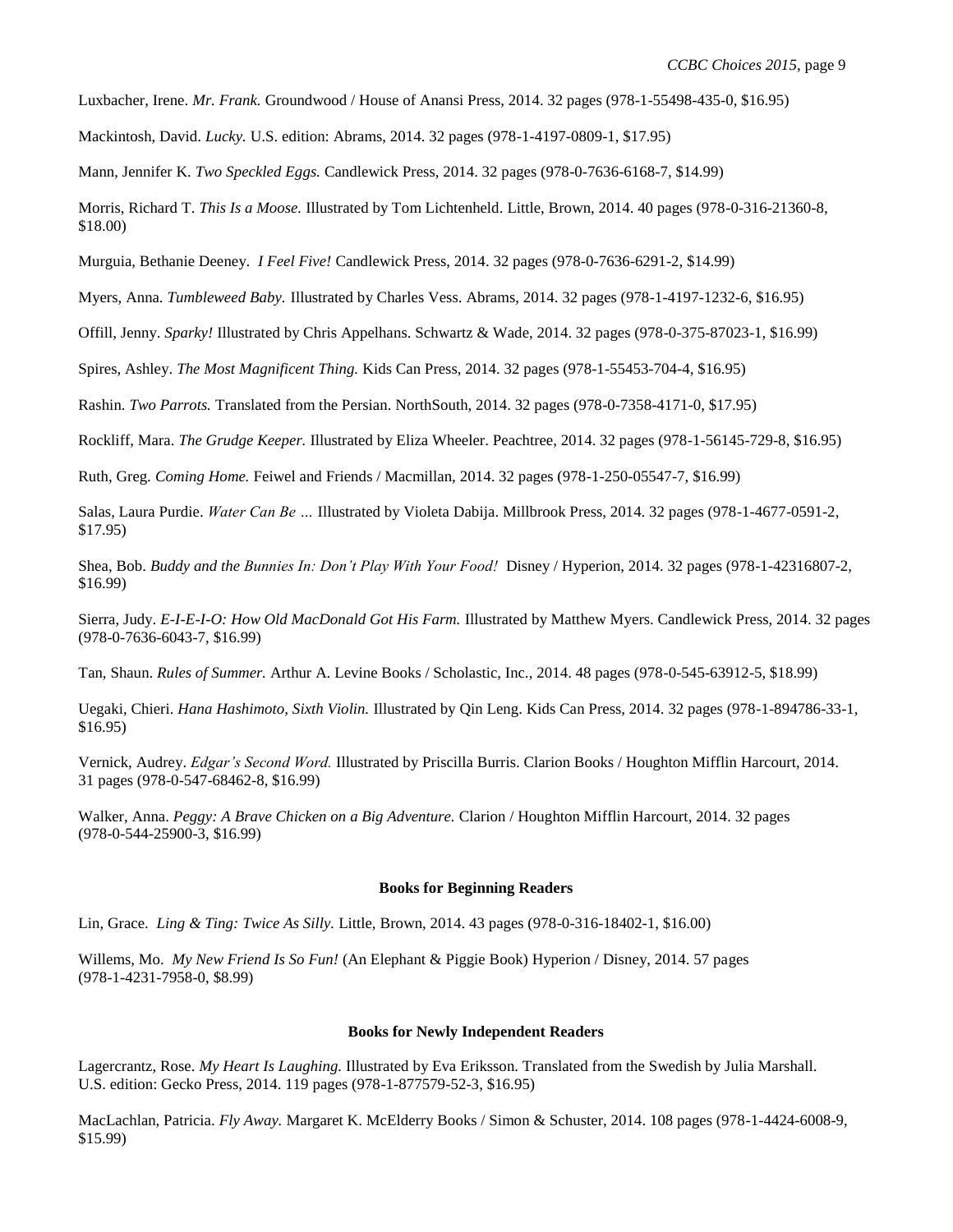Luxbacher, Irene. *Mr. Frank.* Groundwood / House of Anansi Press, 2014. 32 pages (978-1-55498-435-0, $16.95)

Mackintosh, David. *Lucky.* U.S. edition: Abrams, 2014. 32 pages (978-1-4197-0809-1, $17.95)

Mann, Jennifer K. *Two Speckled Eggs.* Candlewick Press, 2014. 32 pages (978-0-7636-6168-7, $14.99)

Morris, Richard T. *This Is a Moose.* Illustrated by Tom Lichtenheld. Little, Brown, 2014. 40 pages (978-0-316-21360-8, $18.00)

Murguia, Bethanie Deeney. *I Feel Five!* Candlewick Press, 2014. 32 pages (978-0-7636-6291-2, $14.99)

Myers, Anna. *Tumbleweed Baby.* Illustrated by Charles Vess. Abrams, 2014. 32 pages (978-1-4197-1232-6, $16.95)

Offill, Jenny. *Sparky!* Illustrated by Chris Appelhans. Schwartz & Wade, 2014. 32 pages (978-0-375-87023-1, $16.99)

Spires, Ashley. *The Most Magnificent Thing.* Kids Can Press, 2014. 32 pages (978-1-55453-704-4, $16.95)

Rashin. *Two Parrots.* Translated from the Persian. NorthSouth, 2014. 32 pages (978-0-7358-4171-0, $17.95)

Rockliff, Mara. *The Grudge Keeper.* Illustrated by Eliza Wheeler. Peachtree, 2014. 32 pages (978-1-56145-729-8, $16.95)

Ruth, Greg. *Coming Home.* Feiwel and Friends / Macmillan, 2014. 32 pages (978-1-250-05547-7, $16.99)

Salas, Laura Purdie. *Water Can Be …* Illustrated by Violeta Dabija. Millbrook Press, 2014. 32 pages (978-1-4677-0591-2, $17.95)

Shea, Bob. *Buddy and the Bunnies In: Don't Play With Your Food!* Disney / Hyperion, 2014. 32 pages (978-1-42316807-2, $16.99)

Sierra, Judy. *E-I-E-I-O: How Old MacDonald Got His Farm.* Illustrated by Matthew Myers. Candlewick Press, 2014. 32 pages (978-0-7636-6043-7, $16.99)

Tan, Shaun. *Rules of Summer.* Arthur A. Levine Books / Scholastic, Inc., 2014. 48 pages (978-0-545-63912-5, $18.99)

Uegaki, Chieri. *Hana Hashimoto, Sixth Violin.* Illustrated by Qin Leng. Kids Can Press, 2014. 32 pages (978-1-894786-33-1, $16.95)

Vernick, Audrey. *Edgar's Second Word.* Illustrated by Priscilla Burris. Clarion Books / Houghton Mifflin Harcourt, 2014. 31 pages (978-0-547-68462-8, $16.99)

Walker, Anna. *Peggy: A Brave Chicken on a Big Adventure.* Clarion / Houghton Mifflin Harcourt, 2014. 32 pages (978-0-544-25900-3, $16.99)

## Books for Beginning Readers

Lin, Grace. *Ling & Ting: Twice As Silly.* Little, Brown, 2014. 43 pages (978-0-316-18402-1, $16.00)

Willems, Mo. *My New Friend Is So Fun!* (An Elephant & Piggie Book) Hyperion / Disney, 2014. 57 pages (978-1-4231-7958-0, $8.99)

## Books for Newly Independent Readers

Lagercrantz, Rose. *My Heart Is Laughing.* Illustrated by Eva Eriksson. Translated from the Swedish by Julia Marshall. U.S. edition: Gecko Press, 2014. 119 pages (978-1-877579-52-3, $16.95)

MacLachlan, Patricia. *Fly Away.* Margaret K. McElderry Books / Simon & Schuster, 2014. 108 pages (978-1-4424-6008-9, $15.99)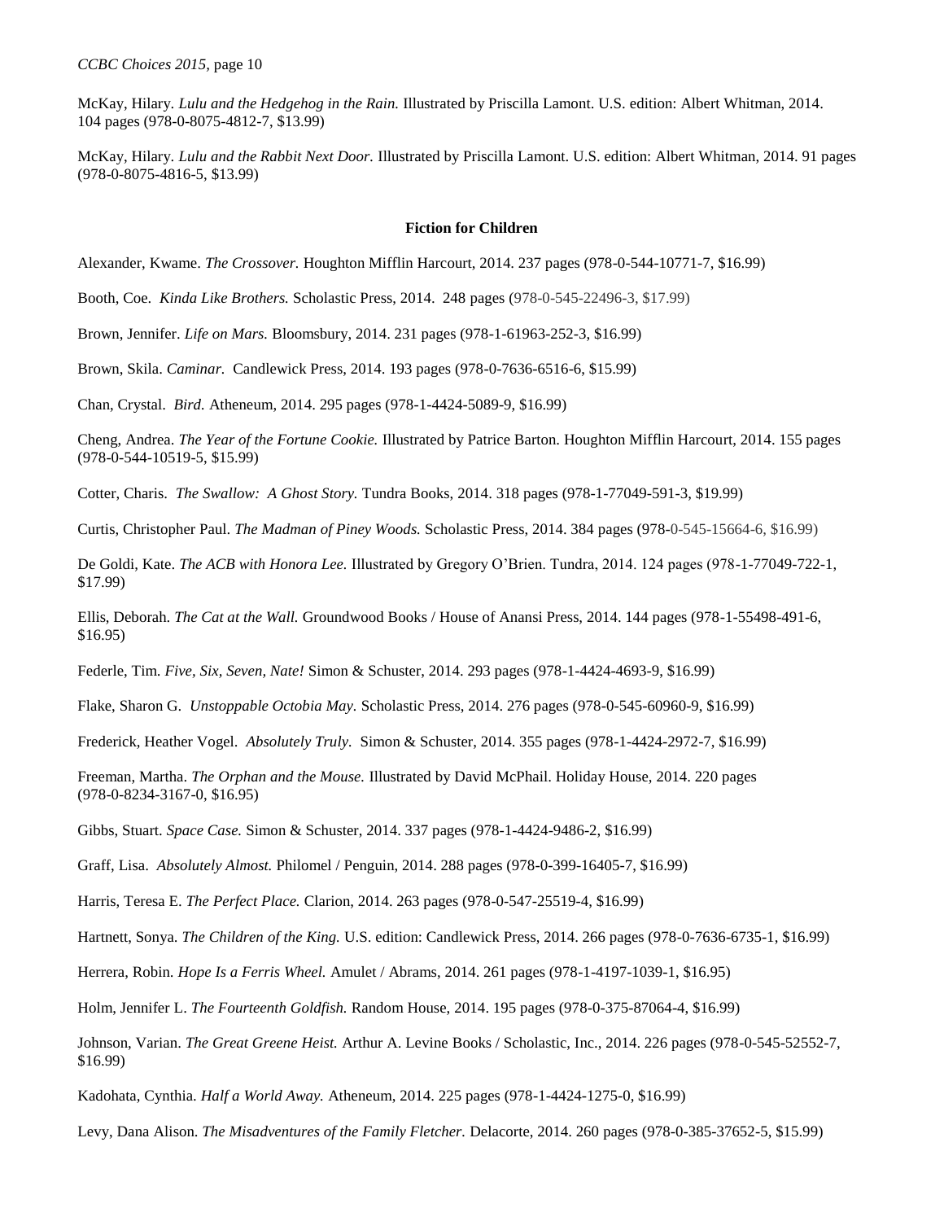McKay, Hilary. *Lulu and the Hedgehog in the Rain.* Illustrated by Priscilla Lamont. U.S. edition: Albert Whitman, 2014. 104 pages (978-0-8075-4812-7, $13.99)

McKay, Hilary. *Lulu and the Rabbit Next Door.* Illustrated by Priscilla Lamont. U.S. edition: Albert Whitman, 2014. 91 pages (978-0-8075-4816-5, $13.99)

**Fiction for Children**

Alexander, Kwame. *The Crossover.* Houghton Mifflin Harcourt, 2014. 237 pages (978-0-544-10771-7, $16.99)

Booth, Coe. *Kinda Like Brothers.* Scholastic Press, 2014. 248 pages (978-0-545-22496-3, $17.99)

Brown, Jennifer. *Life on Mars.* Bloomsbury, 2014. 231 pages (978-1-61963-252-3, $16.99)

Brown, Skila. *Caminar.* Candlewick Press, 2014. 193 pages (978-0-7636-6516-6, $15.99)

Chan, Crystal. *Bird.* Atheneum, 2014. 295 pages (978-1-4424-5089-9, $16.99)

Cheng, Andrea. *The Year of the Fortune Cookie.* Illustrated by Patrice Barton. Houghton Mifflin Harcourt, 2014. 155 pages (978-0-544-10519-5, $15.99)

Cotter, Charis. *The Swallow: A Ghost Story.* Tundra Books, 2014. 318 pages (978-1-77049-591-3, $19.99)

Curtis, Christopher Paul. *The Madman of Piney Woods.* Scholastic Press, 2014. 384 pages (978-0-545-15664-6, $16.99)

De Goldi, Kate. *The ACB with Honora Lee.* Illustrated by Gregory O'Brien. Tundra, 2014. 124 pages (978-1-77049-722-1, $17.99)

Ellis, Deborah. *The Cat at the Wall.* Groundwood Books / House of Anansi Press, 2014. 144 pages (978-1-55498-491-6, $16.95)

Federle, Tim. *Five, Six, Seven, Nate!* Simon & Schuster, 2014. 293 pages (978-1-4424-4693-9, $16.99)

Flake, Sharon G. *Unstoppable Octobia May.* Scholastic Press, 2014. 276 pages (978-0-545-60960-9, $16.99)

Frederick, Heather Vogel. *Absolutely Truly.* Simon & Schuster, 2014. 355 pages (978-1-4424-2972-7, $16.99)

Freeman, Martha. *The Orphan and the Mouse.* Illustrated by David McPhail. Holiday House, 2014. 220 pages (978-0-8234-3167-0, $16.95)

Gibbs, Stuart. *Space Case.* Simon & Schuster, 2014. 337 pages (978-1-4424-9486-2, $16.99)

Graff, Lisa. *Absolutely Almost.* Philomel / Penguin, 2014. 288 pages (978-0-399-16405-7, $16.99)

Harris, Teresa E. *The Perfect Place.* Clarion, 2014. 263 pages (978-0-547-25519-4, $16.99)

Hartnett, Sonya. *The Children of the King.* U.S. edition: Candlewick Press, 2014. 266 pages (978-0-7636-6735-1, $16.99)

Herrera, Robin. *Hope Is a Ferris Wheel.* Amulet / Abrams, 2014. 261 pages (978-1-4197-1039-1, $16.95)

Holm, Jennifer L. *The Fourteenth Goldfish.* Random House, 2014. 195 pages (978-0-375-87064-4, $16.99)

Johnson, Varian. *The Great Greene Heist.* Arthur A. Levine Books / Scholastic, Inc., 2014. 226 pages (978-0-545-52552-7, $16.99)

Kadohata, Cynthia. *Half a World Away.* Atheneum, 2014. 225 pages (978-1-4424-1275-0, $16.99)

Levy, Dana Alison. *The Misadventures of the Family Fletcher.* Delacorte, 2014. 260 pages (978-0-385-37652-5, $15.99)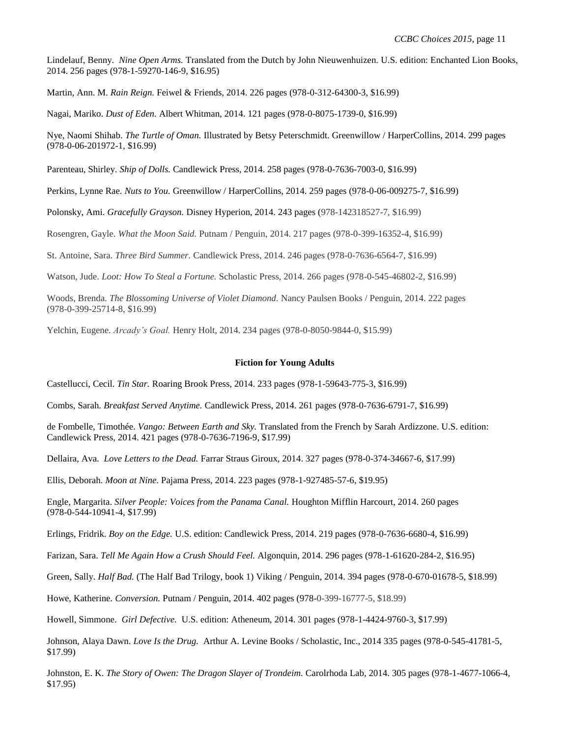Lindelauf, Benny. *Nine Open Arms.* Translated from the Dutch by John Nieuwenhuizen. U.S. edition: Enchanted Lion Books, 2014. 256 pages (978-1-59270-146-9, $16.95)

Martin, Ann. M. *Rain Reign.* Feiwel & Friends, 2014. 226 pages (978-0-312-64300-3, $16.99)

Nagai, Mariko. *Dust of Eden.* Albert Whitman, 2014. 121 pages (978-0-8075-1739-0, $16.99)

Nye, Naomi Shihab. *The Turtle of Oman.* Illustrated by Betsy Peterschmidt. Greenwillow / HarperCollins, 2014. 299 pages (978-0-06-201972-1, $16.99)

Parenteau, Shirley. *Ship of Dolls.* Candlewick Press, 2014. 258 pages (978-0-7636-7003-0, $16.99)

Perkins, Lynne Rae. *Nuts to You.* Greenwillow / HarperCollins, 2014. 259 pages (978-0-06-009275-7, $16.99)

Polonsky, Ami. *Gracefully Grayson.* Disney Hyperion, 2014. 243 pages (978-142318527-7, $16.99)

Rosengren, Gayle. *What the Moon Said.* Putnam / Penguin, 2014. 217 pages (978-0-399-16352-4, $16.99)

St. Antoine, Sara. *Three Bird Summer.* Candlewick Press, 2014. 246 pages (978-0-7636-6564-7, $16.99)

Watson, Jude. *Loot: How To Steal a Fortune.* Scholastic Press, 2014. 266 pages (978-0-545-46802-2, $16.99)

Woods, Brenda. *The Blossoming Universe of Violet Diamond.* Nancy Paulsen Books / Penguin, 2014. 222 pages (978-0-399-25714-8, $16.99)

Yelchin, Eugene. *Arcady's Goal.* Henry Holt, 2014. 234 pages (978-0-8050-9844-0, $15.99)

## Fiction for Young Adults

Castellucci, Cecil. *Tin Star.* Roaring Brook Press, 2014. 233 pages (978-1-59643-775-3, $16.99)

Combs, Sarah. *Breakfast Served Anytime.* Candlewick Press, 2014. 261 pages (978-0-7636-6791-7, $16.99)

de Fombelle, Timothée. *Vango: Between Earth and Sky.* Translated from the French by Sarah Ardizzone. U.S. edition: Candlewick Press, 2014. 421 pages (978-0-7636-7196-9, $17.99)

Dellaira, Ava. *Love Letters to the Dead.* Farrar Straus Giroux, 2014. 327 pages (978-0-374-34667-6, $17.99)

Ellis, Deborah. *Moon at Nine.* Pajama Press, 2014. 223 pages (978-1-927485-57-6, $19.95)

Engle, Margarita. *Silver People: Voices from the Panama Canal.* Houghton Mifflin Harcourt, 2014. 260 pages (978-0-544-10941-4, $17.99)

Erlings, Fridrik. *Boy on the Edge.* U.S. edition: Candlewick Press, 2014. 219 pages (978-0-7636-6680-4, $16.99)

Farizan, Sara. *Tell Me Again How a Crush Should Feel.* Algonquin, 2014. 296 pages (978-1-61620-284-2, $16.95)

Green, Sally. *Half Bad.* (The Half Bad Trilogy, book 1) Viking / Penguin, 2014. 394 pages (978-0-670-01678-5, $18.99)

Howe, Katherine. *Conversion.* Putnam / Penguin, 2014. 402 pages (978-0-399-16777-5, $18.99)

Howell, Simmone. *Girl Defective.* U.S. edition: Atheneum, 2014. 301 pages (978-1-4424-9760-3, $17.99)

Johnson, Alaya Dawn. *Love Is the Drug.* Arthur A. Levine Books / Scholastic, Inc., 2014 335 pages (978-0-545-41781-5, $17.99)

Johnston, E. K. *The Story of Owen: The Dragon Slayer of Trondeim.* Carolrhoda Lab, 2014. 305 pages (978-1-4677-1066-4, $17.95)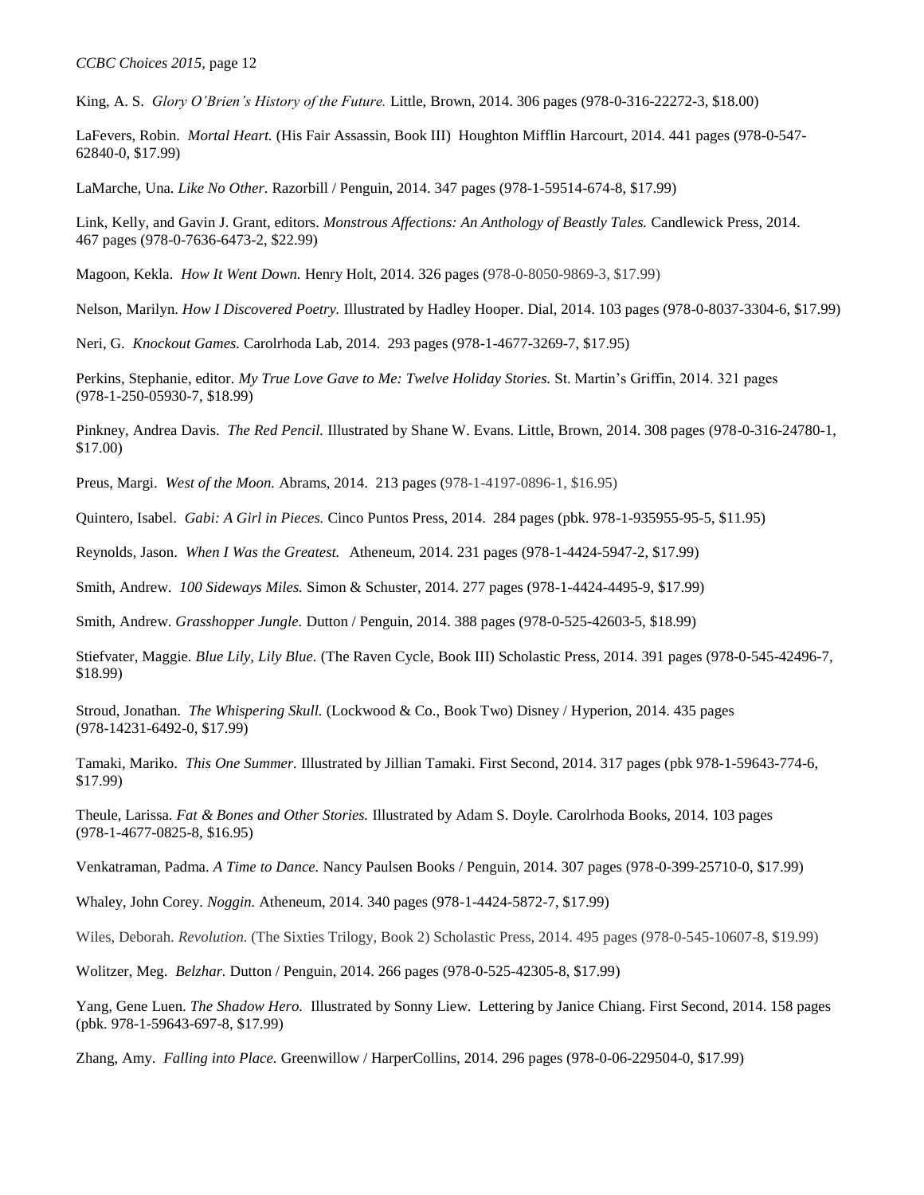King, A. S. *Glory O'Brien's History of the Future.* Little, Brown, 2014. 306 pages (978-0-316-22272-3, $18.00)

LaFevers, Robin. *Mortal Heart.* (His Fair Assassin, Book III) Houghton Mifflin Harcourt, 2014. 441 pages (978-0-547-62840-0, $17.99)

LaMarche, Una. *Like No Other.* Razorbill / Penguin, 2014. 347 pages (978-1-59514-674-8, $17.99)

Link, Kelly, and Gavin J. Grant, editors. *Monstrous Affections: An Anthology of Beastly Tales.* Candlewick Press, 2014. 467 pages (978-0-7636-6473-2, $22.99)

Magoon, Kekla. *How It Went Down.* Henry Holt, 2014. 326 pages (978-0-8050-9869-3, $17.99)

Nelson, Marilyn. *How I Discovered Poetry.* Illustrated by Hadley Hooper. Dial, 2014. 103 pages (978-0-8037-3304-6, $17.99)

Neri, G. *Knockout Games.* Carolrhoda Lab, 2014. 293 pages (978-1-4677-3269-7, $17.95)

Perkins, Stephanie, editor. *My True Love Gave to Me: Twelve Holiday Stories.* St. Martin's Griffin, 2014. 321 pages (978-1-250-05930-7, $18.99)

Pinkney, Andrea Davis. *The Red Pencil.* Illustrated by Shane W. Evans. Little, Brown, 2014. 308 pages (978-0-316-24780-1, $17.00)

Preus, Margi. *West of the Moon.* Abrams, 2014. 213 pages (978-1-4197-0896-1, $16.95)

Quintero, Isabel. *Gabi: A Girl in Pieces.* Cinco Puntos Press, 2014. 284 pages (pbk. 978-1-935955-95-5, $11.95)

Reynolds, Jason. *When I Was the Greatest.* Atheneum, 2014. 231 pages (978-1-4424-5947-2, $17.99)

Smith, Andrew. *100 Sideways Miles.* Simon & Schuster, 2014. 277 pages (978-1-4424-4495-9, $17.99)

Smith, Andrew. *Grasshopper Jungle.* Dutton / Penguin, 2014. 388 pages (978-0-525-42603-5, $18.99)

Stiefvater, Maggie. *Blue Lily, Lily Blue.* (The Raven Cycle, Book III) Scholastic Press, 2014. 391 pages (978-0-545-42496-7, $18.99)

Stroud, Jonathan. *The Whispering Skull.* (Lockwood & Co., Book Two) Disney / Hyperion, 2014. 435 pages (978-14231-6492-0, $17.99)

Tamaki, Mariko. *This One Summer.* Illustrated by Jillian Tamaki. First Second, 2014. 317 pages (pbk 978-1-59643-774-6, $17.99)

Theule, Larissa. *Fat & Bones and Other Stories.* Illustrated by Adam S. Doyle. Carolrhoda Books, 2014. 103 pages (978-1-4677-0825-8, $16.95)

Venkatraman, Padma. *A Time to Dance.* Nancy Paulsen Books / Penguin, 2014. 307 pages (978-0-399-25710-0, $17.99)

Whaley, John Corey. *Noggin.* Atheneum, 2014. 340 pages (978-1-4424-5872-7, $17.99)

Wiles, Deborah. *Revolution.* (The Sixties Trilogy, Book 2) Scholastic Press, 2014. 495 pages (978-0-545-10607-8, $19.99)

Wolitzer, Meg. *Belzhar.* Dutton / Penguin, 2014. 266 pages (978-0-525-42305-8, $17.99)

Yang, Gene Luen. *The Shadow Hero.* Illustrated by Sonny Liew. Lettering by Janice Chiang. First Second, 2014. 158 pages (pbk. 978-1-59643-697-8, $17.99)

Zhang, Amy. *Falling into Place.* Greenwillow / HarperCollins, 2014. 296 pages (978-0-06-229504-0, $17.99)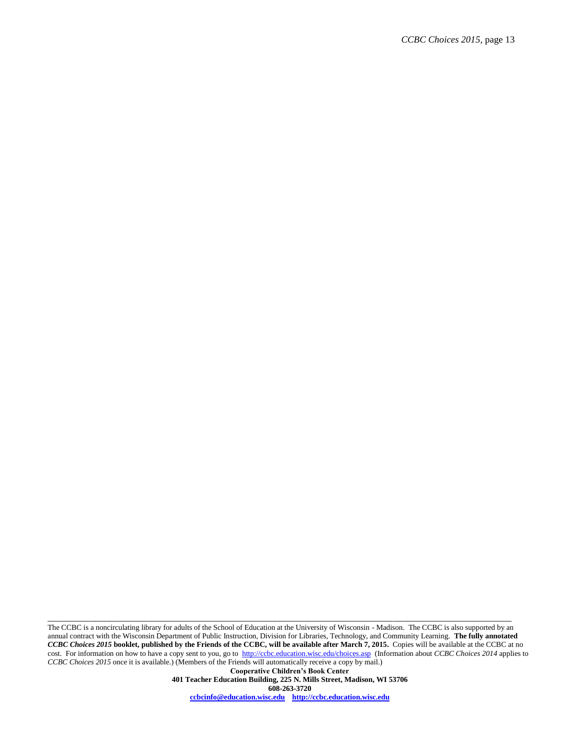The CCBC is a noncirculating library for adults of the School of Education at the University of Wisconsin - Madison. The CCBC is also supported by an annual contract with the Wisconsin Department of Public Instruction, Division for Libraries, Technology, and Community Learning. **The fully annotated *CCBC Choices 2015* booklet, published by the Friends of the CCBC, will be available after March 7, 2015.** Copies will be available at the CCBC at no cost. For information on how to have a copy sent to you, go to http://ccbc.education.wisc.edu/choices.asp (Information about *CCBC Choices 2014* applies to *CCBC Choices 2015* once it is available.) (Members of the Friends will automatically receive a copy by mail.)

**Cooperative Children's Book Center**
**401 Teacher Education Building, 225 N. Mills Street, Madison, WI 53706**
**608-263-3720**
**ccbcinfo@education.wisc.edu http://ccbc.education.wisc.edu**